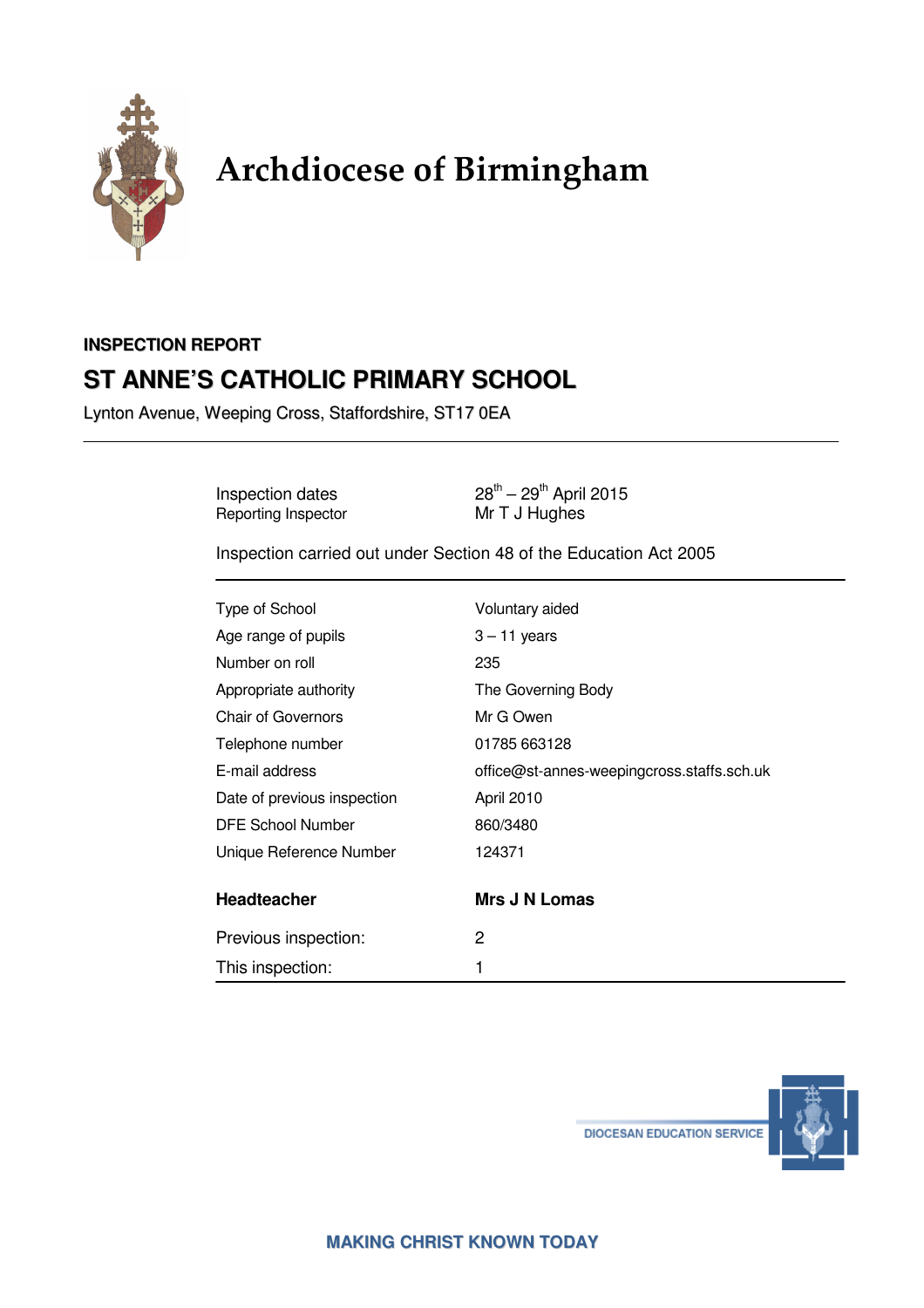# Archdiocese of Birmingham

**INSPECTION REPORT**

## ST ANNE'S CATHOLIC PRIMARY SCHOOL

Lynton Avenue, Weeping Cross, Staffordshire, ST17 0EA

| | |
|---|---|
| Inspection dates | 28th – 29th April 2015 |
| Reporting Inspector | Mr T J Hughes |

Inspection carried out under Section 48 of the Education Act 2005

| | |
|---|---|
| Type of School | Voluntary aided |
| Age range of pupils | 3 – 11 years |
| Number on roll | 235 |
| Appropriate authority | The Governing Body |
| Chair of Governors | Mr G Owen |
| Telephone number | 01785 663128 |
| E-mail address | office@st-annes-weepingcross.staffs.sch.uk |
| Date of previous inspection | April 2010 |
| DFE School Number | 860/3480 |
| Unique Reference Number | 124371 |

| | |
|---|---|
| **Headteacher** | **Mrs J N Lomas** |
| Previous inspection: | 2 |
| This inspection: | 1 |

DIOCESAN EDUCATION SERVICE

MAKING CHRIST KNOWN TODAY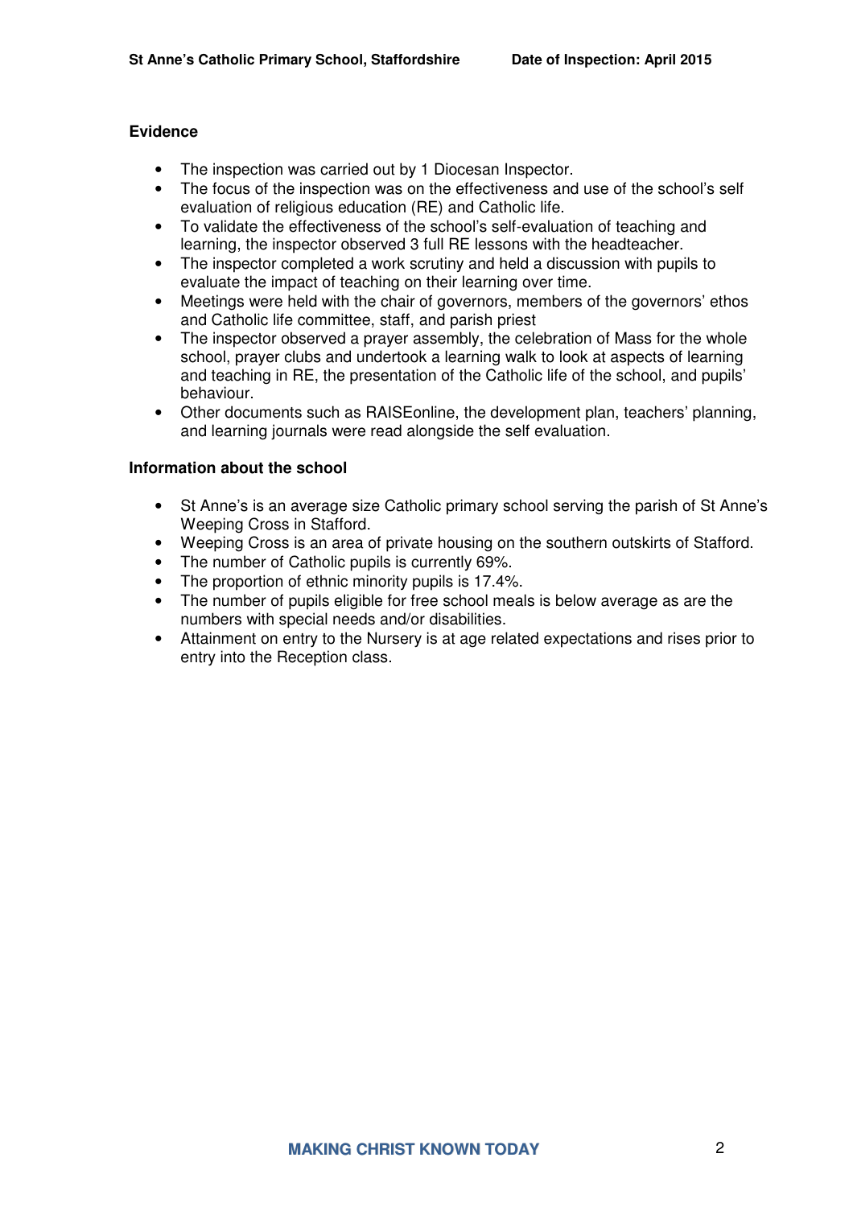## Evidence

- The inspection was carried out by 1 Diocesan Inspector.
- The focus of the inspection was on the effectiveness and use of the school's self evaluation of religious education (RE) and Catholic life.
- To validate the effectiveness of the school's self-evaluation of teaching and learning, the inspector observed 3 full RE lessons with the headteacher.
- The inspector completed a work scrutiny and held a discussion with pupils to evaluate the impact of teaching on their learning over time.
- Meetings were held with the chair of governors, members of the governors' ethos and Catholic life committee, staff, and parish priest
- The inspector observed a prayer assembly, the celebration of Mass for the whole school, prayer clubs and undertook a learning walk to look at aspects of learning and teaching in RE, the presentation of the Catholic life of the school, and pupils' behaviour.
- Other documents such as RAISEonline, the development plan, teachers' planning, and learning journals were read alongside the self evaluation.

## Information about the school

- St Anne's is an average size Catholic primary school serving the parish of St Anne's Weeping Cross in Stafford.
- Weeping Cross is an area of private housing on the southern outskirts of Stafford.
- The number of Catholic pupils is currently 69%.
- The proportion of ethnic minority pupils is 17.4%.
- The number of pupils eligible for free school meals is below average as are the numbers with special needs and/or disabilities.
- Attainment on entry to the Nursery is at age related expectations and rises prior to entry into the Reception class.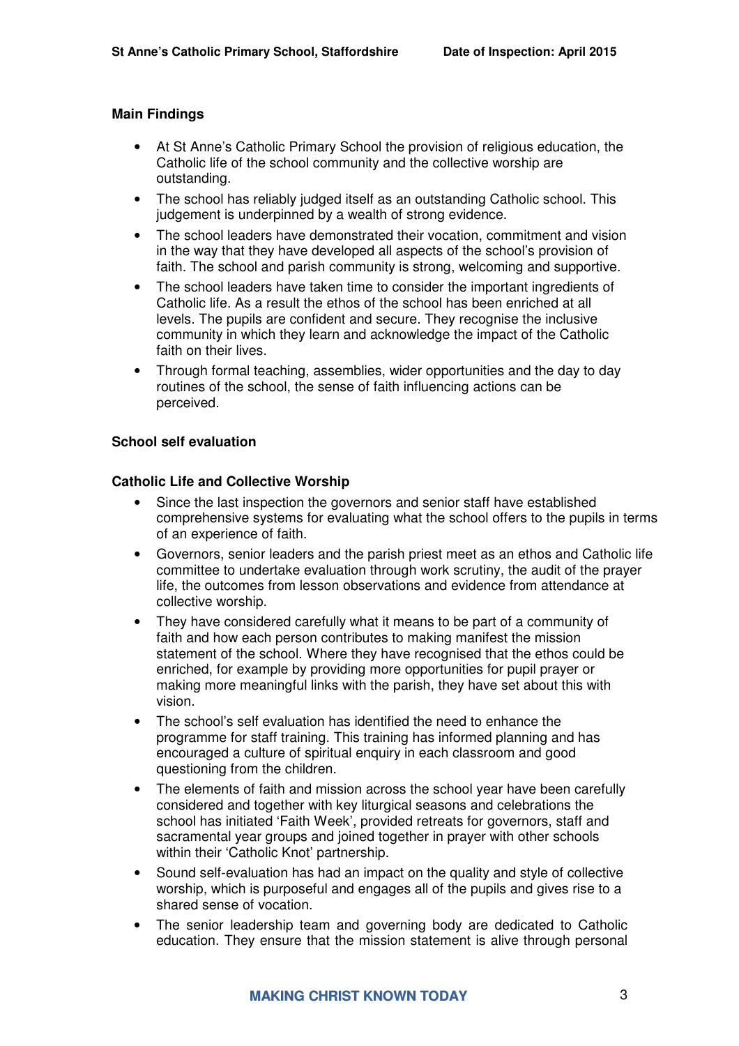## Main Findings

- At St Anne's Catholic Primary School the provision of religious education, the Catholic life of the school community and the collective worship are outstanding.
- The school has reliably judged itself as an outstanding Catholic school. This judgement is underpinned by a wealth of strong evidence.
- The school leaders have demonstrated their vocation, commitment and vision in the way that they have developed all aspects of the school's provision of faith. The school and parish community is strong, welcoming and supportive.
- The school leaders have taken time to consider the important ingredients of Catholic life. As a result the ethos of the school has been enriched at all levels. The pupils are confident and secure. They recognise the inclusive community in which they learn and acknowledge the impact of the Catholic faith on their lives.
- Through formal teaching, assemblies, wider opportunities and the day to day routines of the school, the sense of faith influencing actions can be perceived.

## School self evaluation

### Catholic Life and Collective Worship

- Since the last inspection the governors and senior staff have established comprehensive systems for evaluating what the school offers to the pupils in terms of an experience of faith.
- Governors, senior leaders and the parish priest meet as an ethos and Catholic life committee to undertake evaluation through work scrutiny, the audit of the prayer life, the outcomes from lesson observations and evidence from attendance at collective worship.
- They have considered carefully what it means to be part of a community of faith and how each person contributes to making manifest the mission statement of the school. Where they have recognised that the ethos could be enriched, for example by providing more opportunities for pupil prayer or making more meaningful links with the parish, they have set about this with vision.
- The school's self evaluation has identified the need to enhance the programme for staff training. This training has informed planning and has encouraged a culture of spiritual enquiry in each classroom and good questioning from the children.
- The elements of faith and mission across the school year have been carefully considered and together with key liturgical seasons and celebrations the school has initiated 'Faith Week', provided retreats for governors, staff and sacramental year groups and joined together in prayer with other schools within their 'Catholic Knot' partnership.
- Sound self-evaluation has had an impact on the quality and style of collective worship, which is purposeful and engages all of the pupils and gives rise to a shared sense of vocation.
- The senior leadership team and governing body are dedicated to Catholic education. They ensure that the mission statement is alive through personal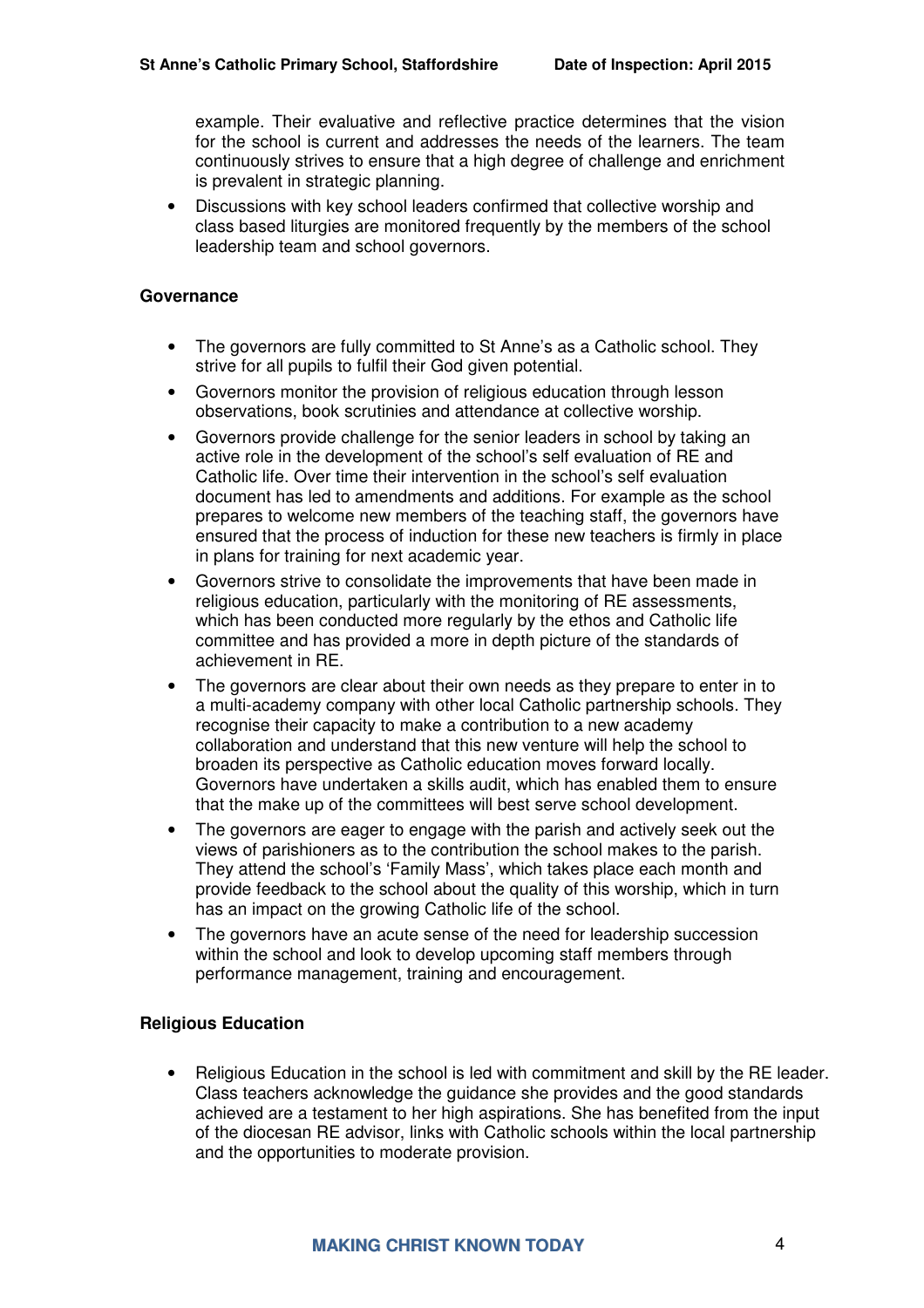example. Their evaluative and reflective practice determines that the vision for the school is current and addresses the needs of the learners. The team continuously strives to ensure that a high degree of challenge and enrichment is prevalent in strategic planning.

- Discussions with key school leaders confirmed that collective worship and class based liturgies are monitored frequently by the members of the school leadership team and school governors.

**Governance**

- The governors are fully committed to St Anne's as a Catholic school. They strive for all pupils to fulfil their God given potential.
- Governors monitor the provision of religious education through lesson observations, book scrutinies and attendance at collective worship.
- Governors provide challenge for the senior leaders in school by taking an active role in the development of the school's self evaluation of RE and Catholic life. Over time their intervention in the school's self evaluation document has led to amendments and additions. For example as the school prepares to welcome new members of the teaching staff, the governors have ensured that the process of induction for these new teachers is firmly in place in plans for training for next academic year.
- Governors strive to consolidate the improvements that have been made in religious education, particularly with the monitoring of RE assessments, which has been conducted more regularly by the ethos and Catholic life committee and has provided a more in depth picture of the standards of achievement in RE.
- The governors are clear about their own needs as they prepare to enter in to a multi-academy company with other local Catholic partnership schools. They recognise their capacity to make a contribution to a new academy collaboration and understand that this new venture will help the school to broaden its perspective as Catholic education moves forward locally. Governors have undertaken a skills audit, which has enabled them to ensure that the make up of the committees will best serve school development.
- The governors are eager to engage with the parish and actively seek out the views of parishioners as to the contribution the school makes to the parish. They attend the school's 'Family Mass', which takes place each month and provide feedback to the school about the quality of this worship, which in turn has an impact on the growing Catholic life of the school.
- The governors have an acute sense of the need for leadership succession within the school and look to develop upcoming staff members through performance management, training and encouragement.

**Religious Education**

- Religious Education in the school is led with commitment and skill by the RE leader. Class teachers acknowledge the guidance she provides and the good standards achieved are a testament to her high aspirations. She has benefited from the input of the diocesan RE advisor, links with Catholic schools within the local partnership and the opportunities to moderate provision.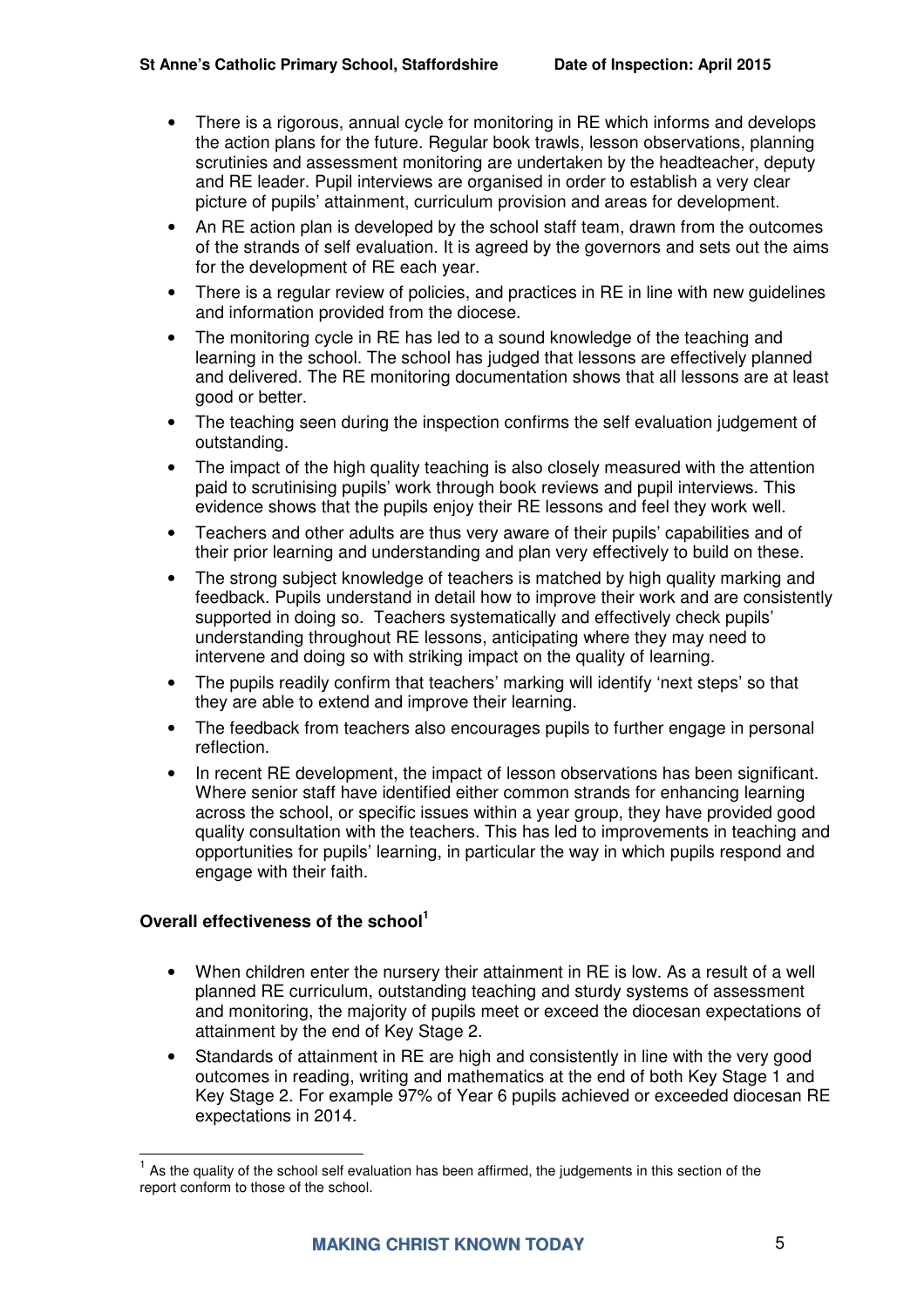- There is a rigorous, annual cycle for monitoring in RE which informs and develops the action plans for the future. Regular book trawls, lesson observations, planning scrutinies and assessment monitoring are undertaken by the headteacher, deputy and RE leader. Pupil interviews are organised in order to establish a very clear picture of pupils' attainment, curriculum provision and areas for development.
- An RE action plan is developed by the school staff team, drawn from the outcomes of the strands of self evaluation. It is agreed by the governors and sets out the aims for the development of RE each year.
- There is a regular review of policies, and practices in RE in line with new guidelines and information provided from the diocese.
- The monitoring cycle in RE has led to a sound knowledge of the teaching and learning in the school. The school has judged that lessons are effectively planned and delivered. The RE monitoring documentation shows that all lessons are at least good or better.
- The teaching seen during the inspection confirms the self evaluation judgement of outstanding.
- The impact of the high quality teaching is also closely measured with the attention paid to scrutinising pupils' work through book reviews and pupil interviews. This evidence shows that the pupils enjoy their RE lessons and feel they work well.
- Teachers and other adults are thus very aware of their pupils' capabilities and of their prior learning and understanding and plan very effectively to build on these.
- The strong subject knowledge of teachers is matched by high quality marking and feedback. Pupils understand in detail how to improve their work and are consistently supported in doing so. Teachers systematically and effectively check pupils' understanding throughout RE lessons, anticipating where they may need to intervene and doing so with striking impact on the quality of learning.
- The pupils readily confirm that teachers' marking will identify 'next steps' so that they are able to extend and improve their learning.
- The feedback from teachers also encourages pupils to further engage in personal reflection.
- In recent RE development, the impact of lesson observations has been significant. Where senior staff have identified either common strands for enhancing learning across the school, or specific issues within a year group, they have provided good quality consultation with the teachers. This has led to improvements in teaching and opportunities for pupils' learning, in particular the way in which pupils respond and engage with their faith.

**Overall effectiveness of the school[1]**

- When children enter the nursery their attainment in RE is low. As a result of a well planned RE curriculum, outstanding teaching and sturdy systems of assessment and monitoring, the majority of pupils meet or exceed the diocesan expectations of attainment by the end of Key Stage 2.
- Standards of attainment in RE are high and consistently in line with the very good outcomes in reading, writing and mathematics at the end of both Key Stage 1 and Key Stage 2. For example 97% of Year 6 pupils achieved or exceeded diocesan RE expectations in 2014.

[1] As the quality of the school self evaluation has been affirmed, the judgements in this section of the report conform to those of the school.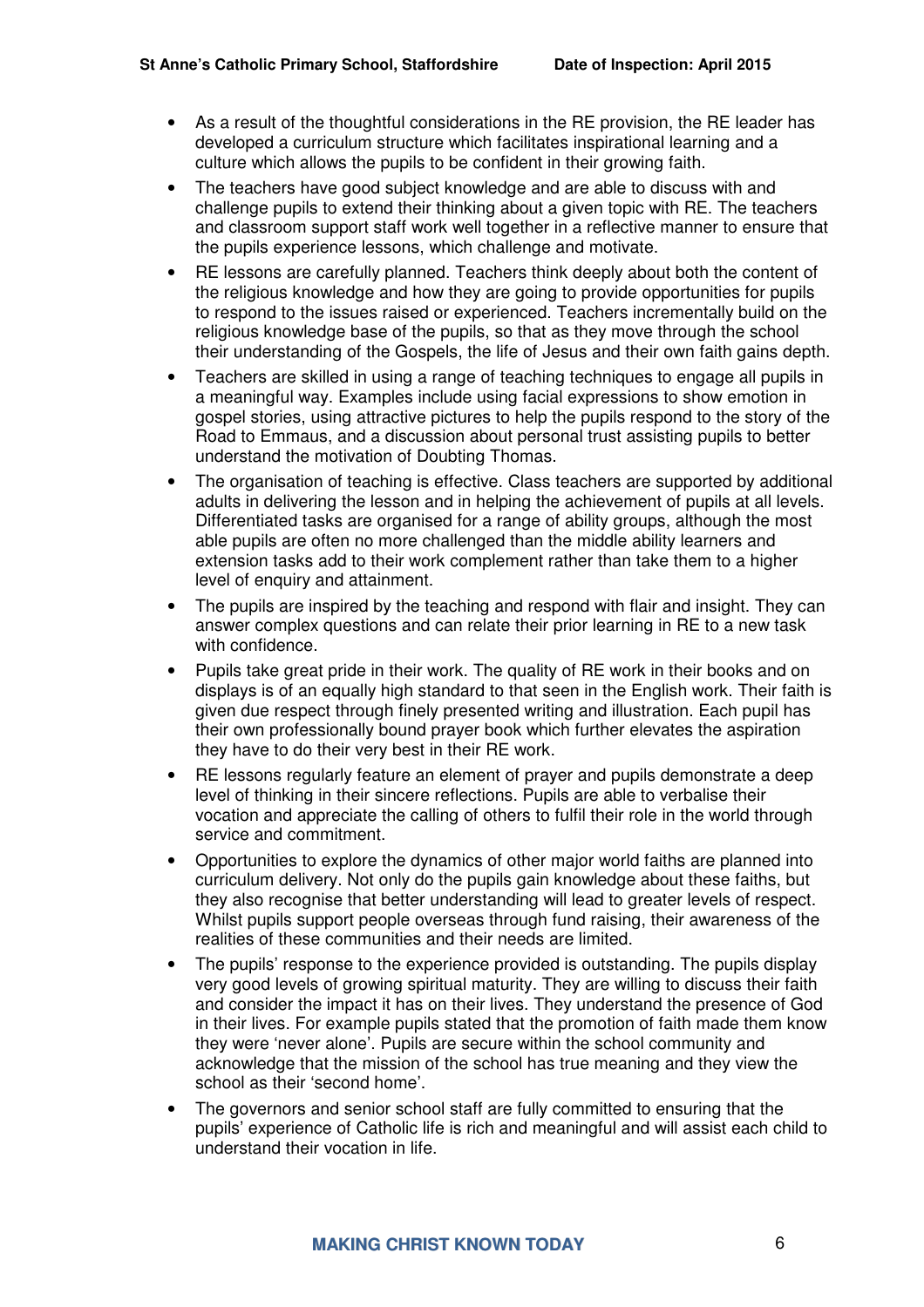- As a result of the thoughtful considerations in the RE provision, the RE leader has developed a curriculum structure which facilitates inspirational learning and a culture which allows the pupils to be confident in their growing faith.
- The teachers have good subject knowledge and are able to discuss with and challenge pupils to extend their thinking about a given topic with RE. The teachers and classroom support staff work well together in a reflective manner to ensure that the pupils experience lessons, which challenge and motivate.
- RE lessons are carefully planned. Teachers think deeply about both the content of the religious knowledge and how they are going to provide opportunities for pupils to respond to the issues raised or experienced. Teachers incrementally build on the religious knowledge base of the pupils, so that as they move through the school their understanding of the Gospels, the life of Jesus and their own faith gains depth.
- Teachers are skilled in using a range of teaching techniques to engage all pupils in a meaningful way. Examples include using facial expressions to show emotion in gospel stories, using attractive pictures to help the pupils respond to the story of the Road to Emmaus, and a discussion about personal trust assisting pupils to better understand the motivation of Doubting Thomas.
- The organisation of teaching is effective. Class teachers are supported by additional adults in delivering the lesson and in helping the achievement of pupils at all levels. Differentiated tasks are organised for a range of ability groups, although the most able pupils are often no more challenged than the middle ability learners and extension tasks add to their work complement rather than take them to a higher level of enquiry and attainment.
- The pupils are inspired by the teaching and respond with flair and insight. They can answer complex questions and can relate their prior learning in RE to a new task with confidence.
- Pupils take great pride in their work. The quality of RE work in their books and on displays is of an equally high standard to that seen in the English work. Their faith is given due respect through finely presented writing and illustration. Each pupil has their own professionally bound prayer book which further elevates the aspiration they have to do their very best in their RE work.
- RE lessons regularly feature an element of prayer and pupils demonstrate a deep level of thinking in their sincere reflections. Pupils are able to verbalise their vocation and appreciate the calling of others to fulfil their role in the world through service and commitment.
- Opportunities to explore the dynamics of other major world faiths are planned into curriculum delivery. Not only do the pupils gain knowledge about these faiths, but they also recognise that better understanding will lead to greater levels of respect. Whilst pupils support people overseas through fund raising, their awareness of the realities of these communities and their needs are limited.
- The pupils' response to the experience provided is outstanding. The pupils display very good levels of growing spiritual maturity. They are willing to discuss their faith and consider the impact it has on their lives. They understand the presence of God in their lives. For example pupils stated that the promotion of faith made them know they were 'never alone'. Pupils are secure within the school community and acknowledge that the mission of the school has true meaning and they view the school as their 'second home'.
- The governors and senior school staff are fully committed to ensuring that the pupils' experience of Catholic life is rich and meaningful and will assist each child to understand their vocation in life.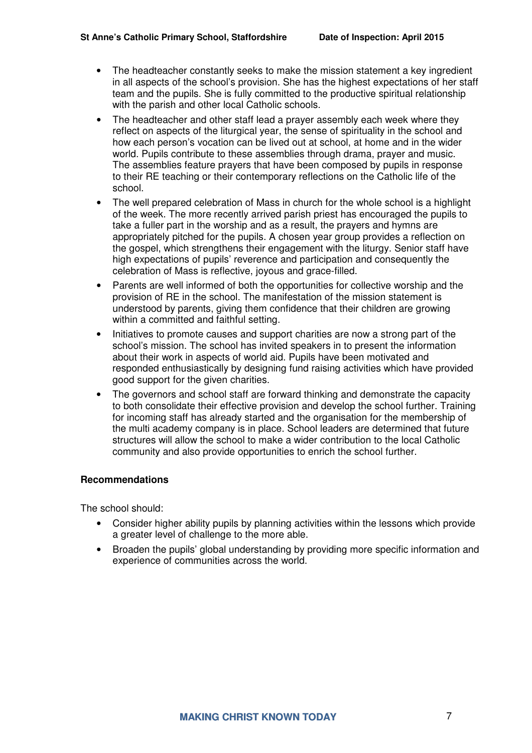- The headteacher constantly seeks to make the mission statement a key ingredient in all aspects of the school's provision. She has the highest expectations of her staff team and the pupils. She is fully committed to the productive spiritual relationship with the parish and other local Catholic schools.
- The headteacher and other staff lead a prayer assembly each week where they reflect on aspects of the liturgical year, the sense of spirituality in the school and how each person's vocation can be lived out at school, at home and in the wider world. Pupils contribute to these assemblies through drama, prayer and music. The assemblies feature prayers that have been composed by pupils in response to their RE teaching or their contemporary reflections on the Catholic life of the school.
- The well prepared celebration of Mass in church for the whole school is a highlight of the week. The more recently arrived parish priest has encouraged the pupils to take a fuller part in the worship and as a result, the prayers and hymns are appropriately pitched for the pupils. A chosen year group provides a reflection on the gospel, which strengthens their engagement with the liturgy. Senior staff have high expectations of pupils' reverence and participation and consequently the celebration of Mass is reflective, joyous and grace-filled.
- Parents are well informed of both the opportunities for collective worship and the provision of RE in the school. The manifestation of the mission statement is understood by parents, giving them confidence that their children are growing within a committed and faithful setting.
- Initiatives to promote causes and support charities are now a strong part of the school's mission. The school has invited speakers in to present the information about their work in aspects of world aid. Pupils have been motivated and responded enthusiastically by designing fund raising activities which have provided good support for the given charities.
- The governors and school staff are forward thinking and demonstrate the capacity to both consolidate their effective provision and develop the school further. Training for incoming staff has already started and the organisation for the membership of the multi academy company is in place. School leaders are determined that future structures will allow the school to make a wider contribution to the local Catholic community and also provide opportunities to enrich the school further.

**Recommendations**

The school should:

- Consider higher ability pupils by planning activities within the lessons which provide a greater level of challenge to the more able.
- Broaden the pupils' global understanding by providing more specific information and experience of communities across the world.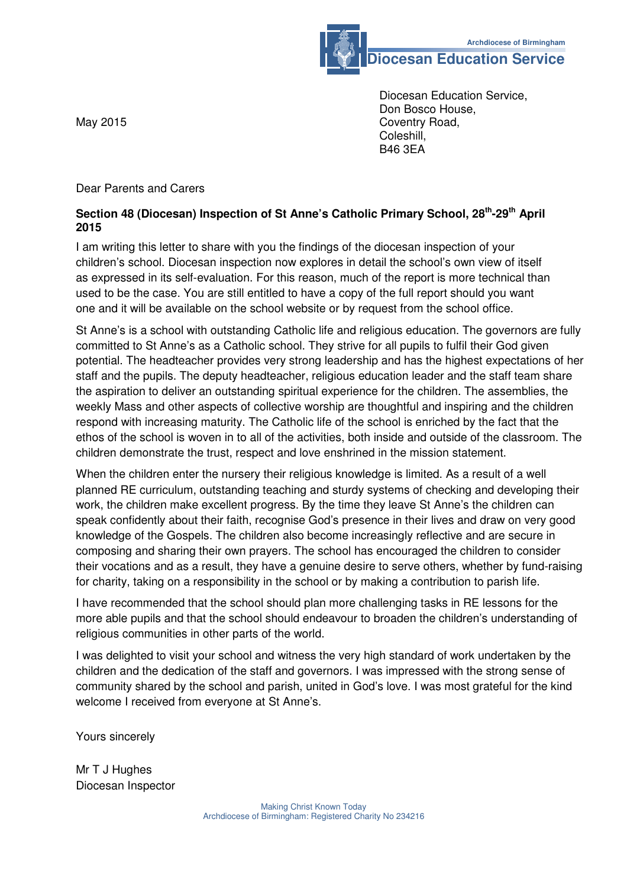Archdiocese of Birmingham
**Diocesan Education Service**

Diocesan Education Service,
Don Bosco House,
Coventry Road,
Coleshill,
B46 3EA

May 2015

Dear Parents and Carers

**Section 48 (Diocesan) Inspection of St Anne's Catholic Primary School, 28th-29th April 2015**

I am writing this letter to share with you the findings of the diocesan inspection of your children's school. Diocesan inspection now explores in detail the school's own view of itself as expressed in its self-evaluation. For this reason, much of the report is more technical than used to be the case. You are still entitled to have a copy of the full report should you want one and it will be available on the school website or by request from the school office.

St Anne's is a school with outstanding Catholic life and religious education. The governors are fully committed to St Anne's as a Catholic school. They strive for all pupils to fulfil their God given potential. The headteacher provides very strong leadership and has the highest expectations of her staff and the pupils. The deputy headteacher, religious education leader and the staff team share the aspiration to deliver an outstanding spiritual experience for the children. The assemblies, the weekly Mass and other aspects of collective worship are thoughtful and inspiring and the children respond with increasing maturity. The Catholic life of the school is enriched by the fact that the ethos of the school is woven in to all of the activities, both inside and outside of the classroom. The children demonstrate the trust, respect and love enshrined in the mission statement.

When the children enter the nursery their religious knowledge is limited. As a result of a well planned RE curriculum, outstanding teaching and sturdy systems of checking and developing their work, the children make excellent progress. By the time they leave St Anne's the children can speak confidently about their faith, recognise God's presence in their lives and draw on very good knowledge of the Gospels. The children also become increasingly reflective and are secure in composing and sharing their own prayers. The school has encouraged the children to consider their vocations and as a result, they have a genuine desire to serve others, whether by fund-raising for charity, taking on a responsibility in the school or by making a contribution to parish life.

I have recommended that the school should plan more challenging tasks in RE lessons for the more able pupils and that the school should endeavour to broaden the children's understanding of religious communities in other parts of the world.

I was delighted to visit your school and witness the very high standard of work undertaken by the children and the dedication of the staff and governors. I was impressed with the strong sense of community shared by the school and parish, united in God's love. I was most grateful for the kind welcome I received from everyone at St Anne's.

Yours sincerely

Mr T J Hughes
Diocesan Inspector

Making Christ Known Today
Archdiocese of Birmingham: Registered Charity No 234216